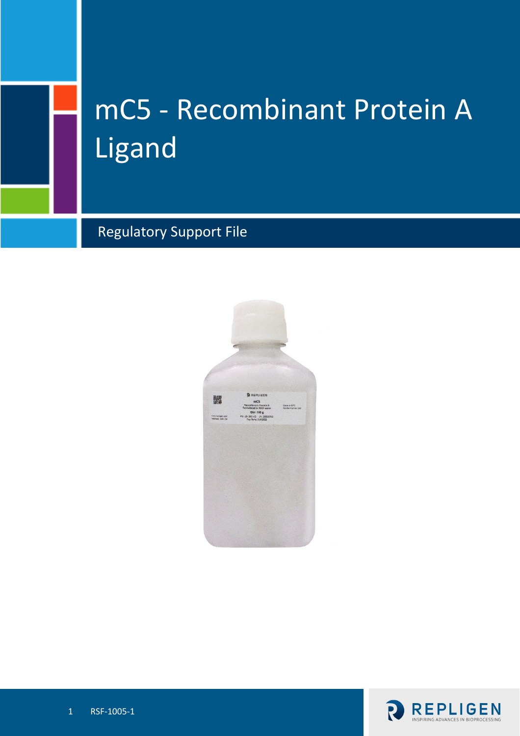# mCE - Recombinant Protein A Ligand

Regulatory Support File

# mC5 - Recombinant Protein A Ligand

## Regulatory Support File

RSF-1005-1

REPLIGEN
INSPIRING ADVANCES IN BIOPROCESSING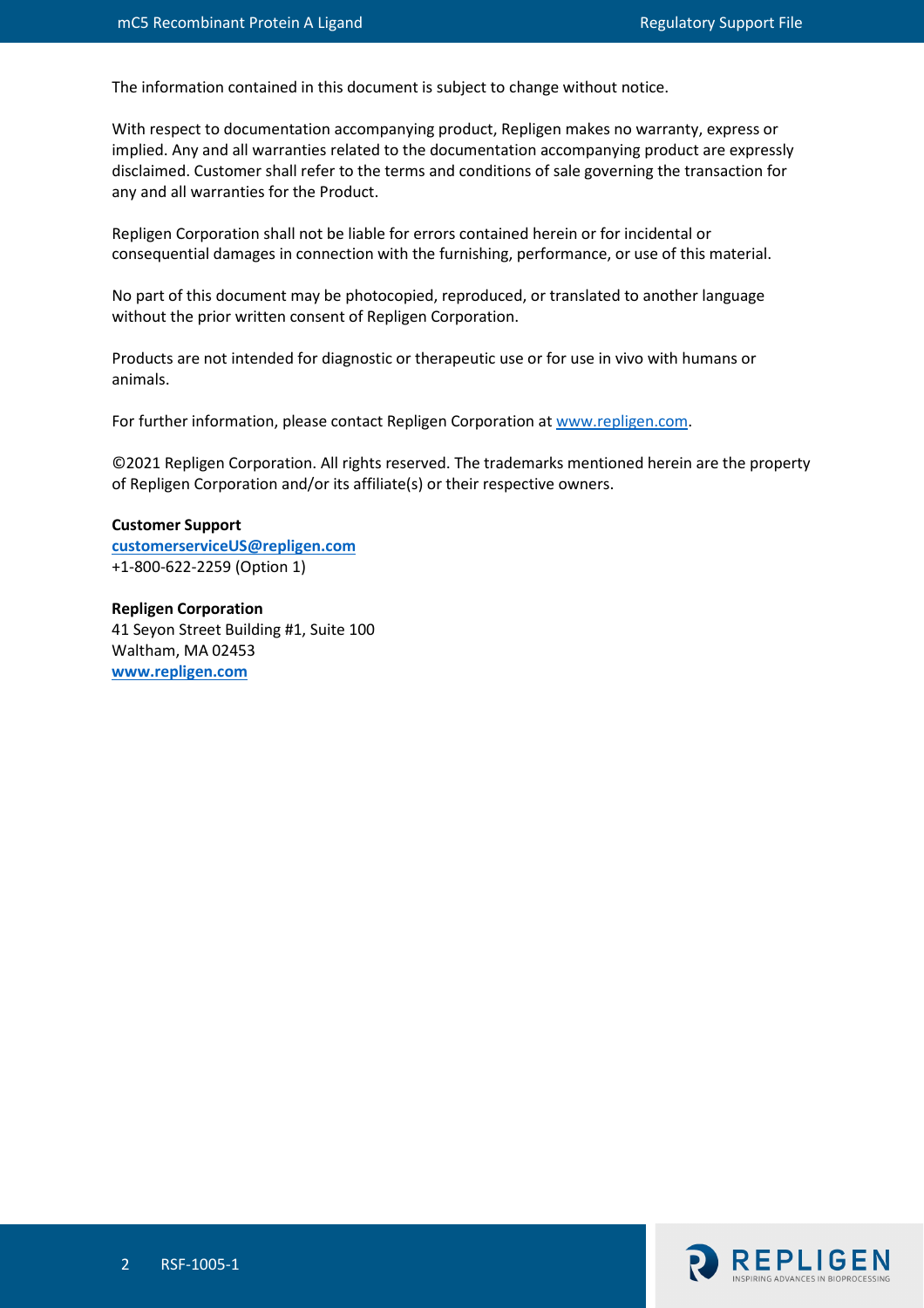The information contained in this document is subject to change without notice.

With respect to documentation accompanying product, Repligen makes no warranty, express or implied. Any and all warranties related to the documentation accompanying product are expressly disclaimed. Customer shall refer to the terms and conditions of sale governing the transaction for any and all warranties for the Product.

Repligen Corporation shall not be liable for errors contained herein or for incidental or consequential damages in connection with the furnishing, performance, or use of this material.

No part of this document may be photocopied, reproduced, or translated to another language without the prior written consent of Repligen Corporation.

Products are not intended for diagnostic or therapeutic use or for use in vivo with humans or animals.

For further information, please contact Repligen Corporation at [www.repligen.com](http://www.repligen.com).

©2021 Repligen Corporation. All rights reserved. The trademarks mentioned herein are the property of Repligen Corporation and/or its affiliate(s) or their respective owners.

**Customer Support**
**[customerserviceUS@repligen.com](mailto:customerserviceUS@repligen.com)**
+1-800-622-2259 (Option 1)

**Repligen Corporation**
41 Seyon Street Building #1, Suite 100
Waltham, MA 02453
**[www.repligen.com](http://www.repligen.com)**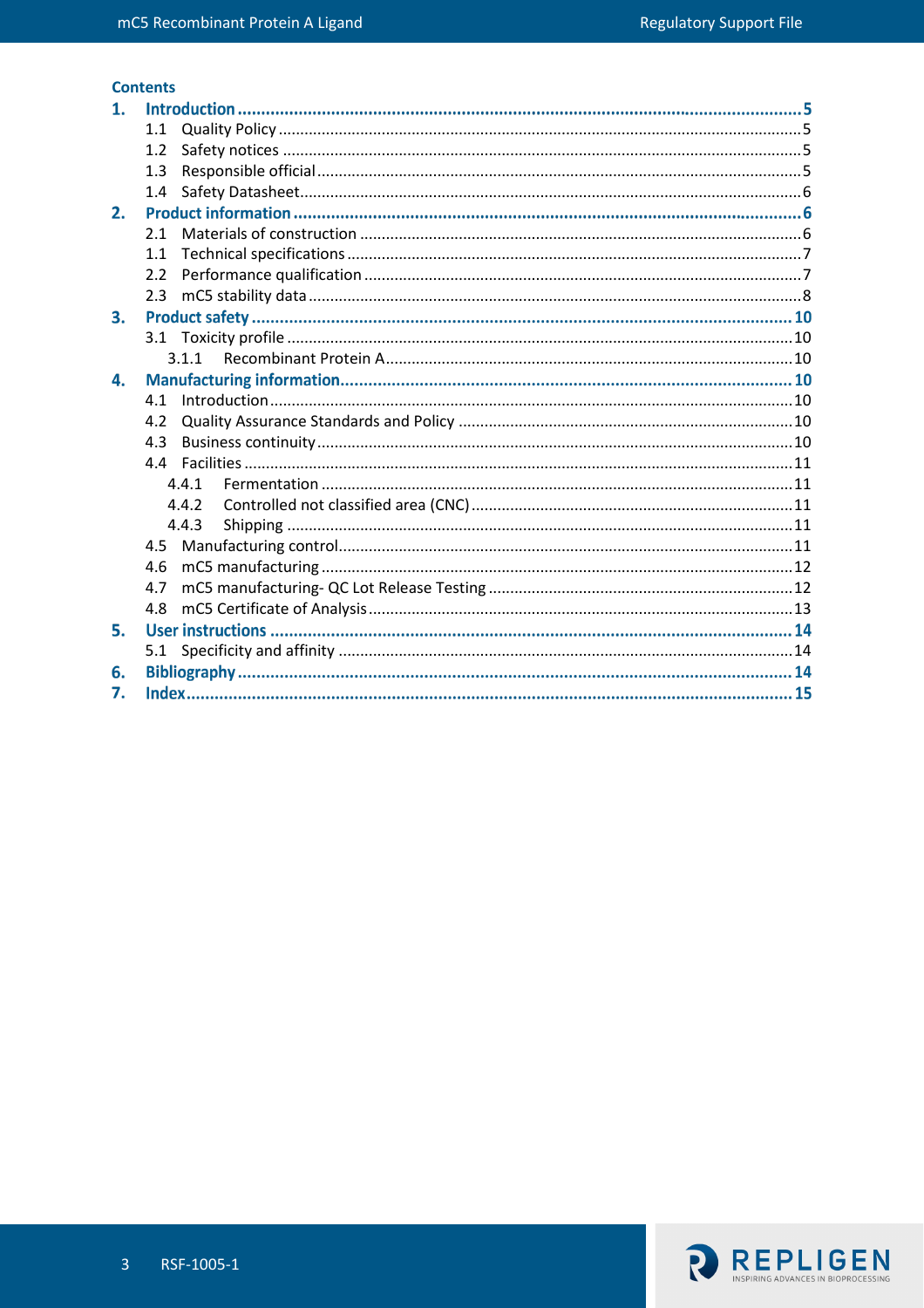## Contents

**1. Introduction** ........ **5**
- 1.1 Quality Policy ........ 5
- 1.2 Safety notices ........ 5
- 1.3 Responsible official ........ 5
- 1.4 Safety Datasheet ........ 6

**2. Product information** ........ **6**
- 2.1 Materials of construction ........ 6
- 1.1 Technical specifications ........ 7
- 2.2 Performance qualification ........ 7
- 2.3 mC5 stability data ........ 8

**3. Product safety** ........ **10**
- 3.1 Toxicity profile ........ 10
  - 3.1.1 Recombinant Protein A ........ 10

**4. Manufacturing information** ........ **10**
- 4.1 Introduction ........ 10
- 4.2 Quality Assurance Standards and Policy ........ 10
- 4.3 Business continuity ........ 10
- 4.4 Facilities ........ 11
  - 4.4.1 Fermentation ........ 11
  - 4.4.2 Controlled not classified area (CNC) ........ 11
  - 4.4.3 Shipping ........ 11
- 4.5 Manufacturing control ........ 11
- 4.6 mC5 manufacturing ........ 12
- 4.7 mC5 manufacturing- QC Lot Release Testing ........ 12
- 4.8 mC5 Certificate of Analysis ........ 13

**5. User instructions** ........ **14**
- 5.1 Specificity and affinity ........ 14

**6. Bibliography** ........ **14**

**7. Index** ........ **15**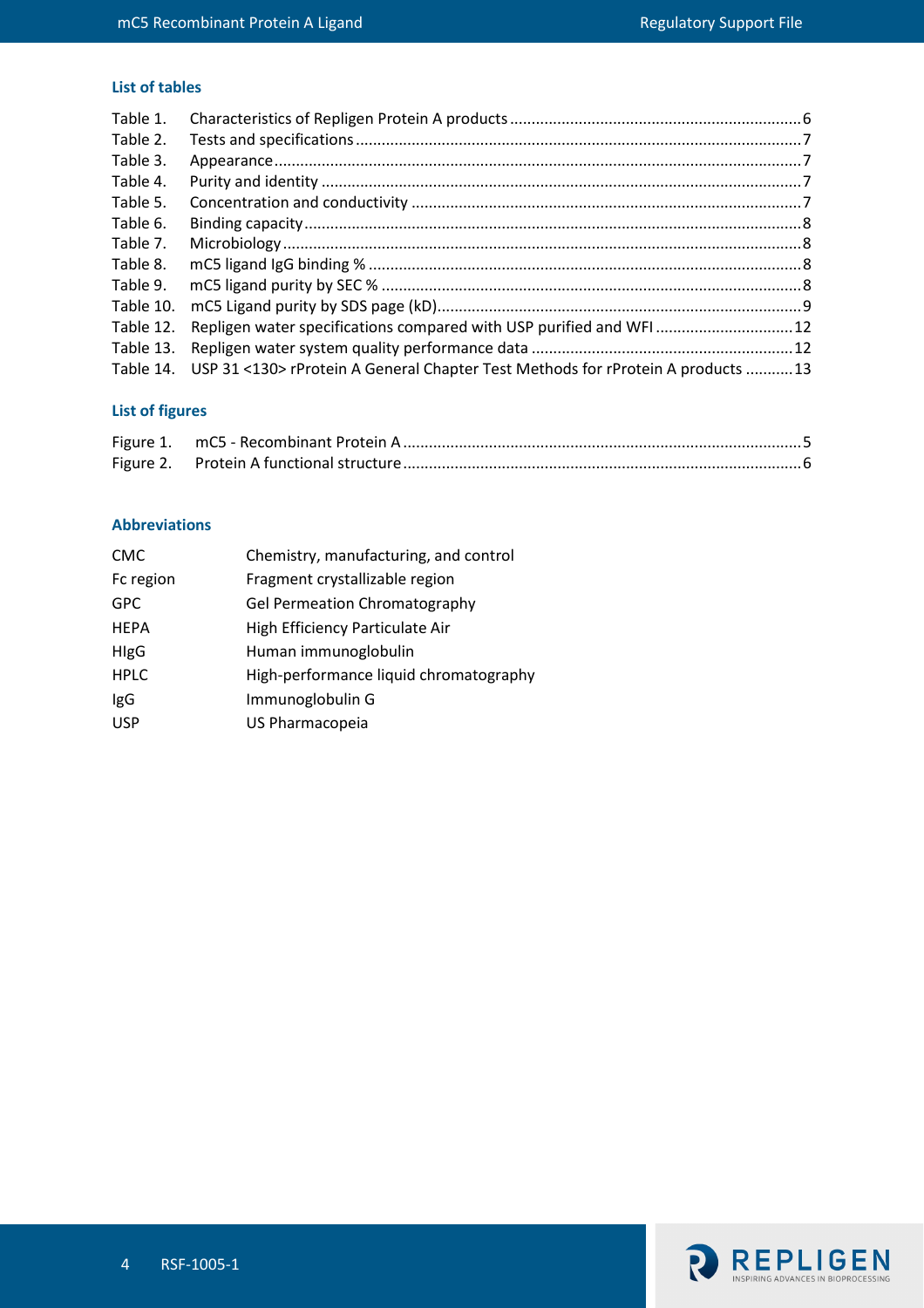## List of tables

Table 1. Characteristics of Repligen Protein A products ........ 6
Table 2. Tests and specifications ........ 7
Table 3. Appearance ........ 7
Table 4. Purity and identity ........ 7
Table 5. Concentration and conductivity ........ 7
Table 6. Binding capacity ........ 8
Table 7. Microbiology ........ 8
Table 8. mC5 ligand IgG binding % ........ 8
Table 9. mC5 ligand purity by SEC % ........ 8
Table 10. mC5 Ligand purity by SDS page (kD) ........ 9
Table 12. Repligen water specifications compared with USP purified and WFI ........ 12
Table 13. Repligen water system quality performance data ........ 12
Table 14. USP 31 <130> rProtein A General Chapter Test Methods for rProtein A products ........ 13

## List of figures

Figure 1. mC5 - Recombinant Protein A ........ 5
Figure 2. Protein A functional structure ........ 6

## Abbreviations

| | |
|---|---|
| CMC | Chemistry, manufacturing, and control |
| Fc region | Fragment crystallizable region |
| GPC | Gel Permeation Chromatography |
| HEPA | High Efficiency Particulate Air |
| HIgG | Human immunoglobulin |
| HPLC | High-performance liquid chromatography |
| IgG | Immunoglobulin G |
| USP | US Pharmacopeia |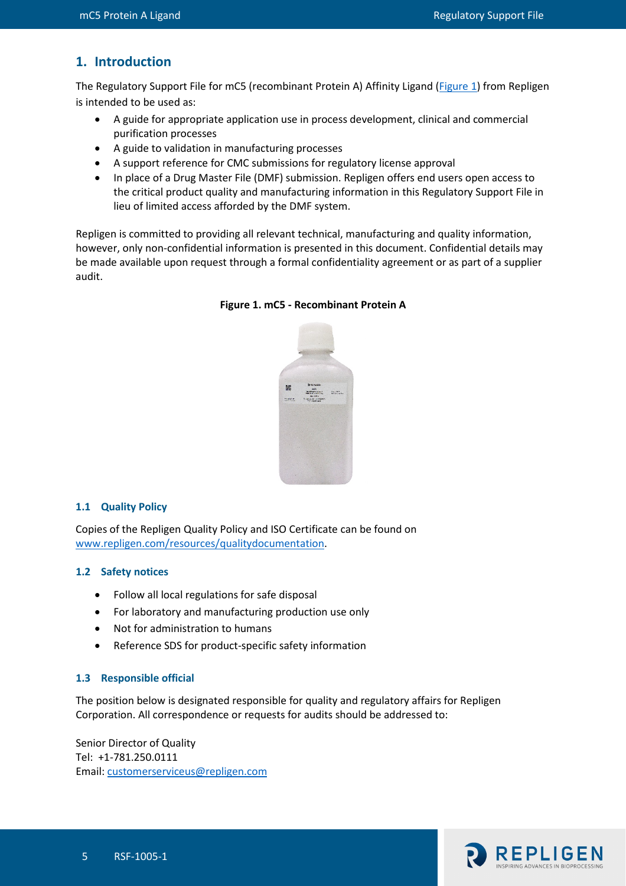## 1. Introduction

The Regulatory Support File for mC5 (recombinant Protein A) Affinity Ligand (Figure 1) from Repligen is intended to be used as:

- A guide for appropriate application use in process development, clinical and commercial purification processes
- A guide to validation in manufacturing processes
- A support reference for CMC submissions for regulatory license approval
- In place of a Drug Master File (DMF) submission. Repligen offers end users open access to the critical product quality and manufacturing information in this Regulatory Support File in lieu of limited access afforded by the DMF system.

Repligen is committed to providing all relevant technical, manufacturing and quality information, however, only non-confidential information is presented in this document. Confidential details may be made available upon request through a formal confidentiality agreement or as part of a supplier audit.

**Figure 1. mC5 - Recombinant Protein A**

### 1.1 Quality Policy

Copies of the Repligen Quality Policy and ISO Certificate can be found on www.repligen.com/resources/qualitydocumentation.

### 1.2 Safety notices

- Follow all local regulations for safe disposal
- For laboratory and manufacturing production use only
- Not for administration to humans
- Reference SDS for product-specific safety information

### 1.3 Responsible official

The position below is designated responsible for quality and regulatory affairs for Repligen Corporation. All correspondence or requests for audits should be addressed to:

Senior Director of Quality
Tel: +1-781.250.0111
Email: customerserviceus@repligen.com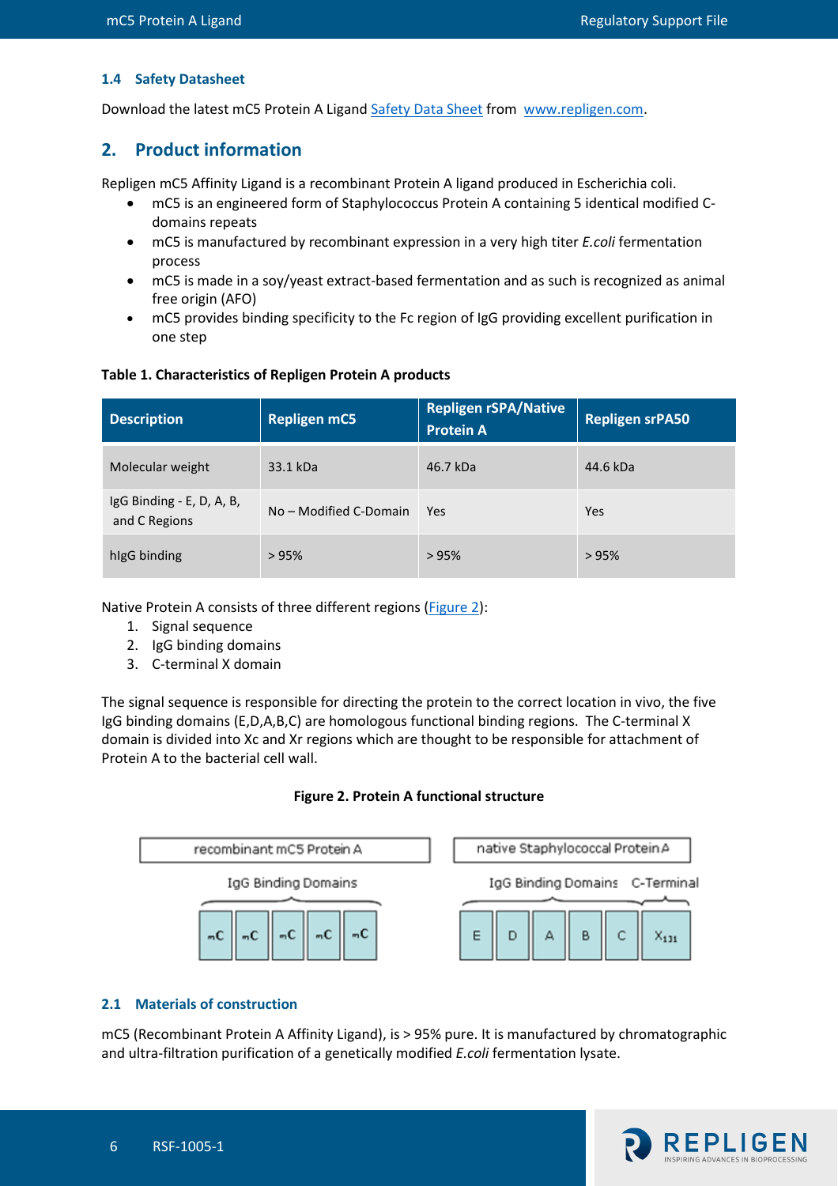### 1.4 Safety Datasheet

Download the latest mC5 Protein A Ligand Safety Data Sheet from www.repligen.com.

## 2. Product information

Repligen mC5 Affinity Ligand is a recombinant Protein A ligand produced in Escherichia coli.

- mC5 is an engineered form of Staphylococcus Protein A containing 5 identical modified C-domains repeats
- mC5 is manufactured by recombinant expression in a very high titer *E.coli* fermentation process
- mC5 is made in a soy/yeast extract-based fermentation and as such is recognized as animal free origin (AFO)
- mC5 provides binding specificity to the Fc region of IgG providing excellent purification in one step

**Table 1. Characteristics of Repligen Protein A products**

| Description | Repligen mC5 | Repligen rSPA/Native Protein A | Repligen srPA50 |
|---|---|---|---|
| Molecular weight | 33.1 kDa | 46.7 kDa | 44.6 kDa |
| IgG Binding - E, D, A, B, and C Regions | No – Modified C-Domain | Yes | Yes |
| hIgG binding | > 95% | > 95% | > 95% |

Native Protein A consists of three different regions (Figure 2):

1. Signal sequence
2. IgG binding domains
3. C-terminal X domain

The signal sequence is responsible for directing the protein to the correct location in vivo, the five IgG binding domains (E,D,A,B,C) are homologous functional binding regions. The C-terminal X domain is divided into Xc and Xr regions which are thought to be responsible for attachment of Protein A to the bacterial cell wall.

**Figure 2. Protein A functional structure**

recombinant mC5 Protein A — IgG Binding Domains: mC | mC | mC | mC | mC

native Staphylococcal Protein A — IgG Binding Domains: E | D | A | B | C — C-Terminal: $X_{131}$

### 2.1 Materials of construction

mC5 (Recombinant Protein A Affinity Ligand), is > 95% pure. It is manufactured by chromatographic and ultra-filtration purification of a genetically modified *E.coli* fermentation lysate.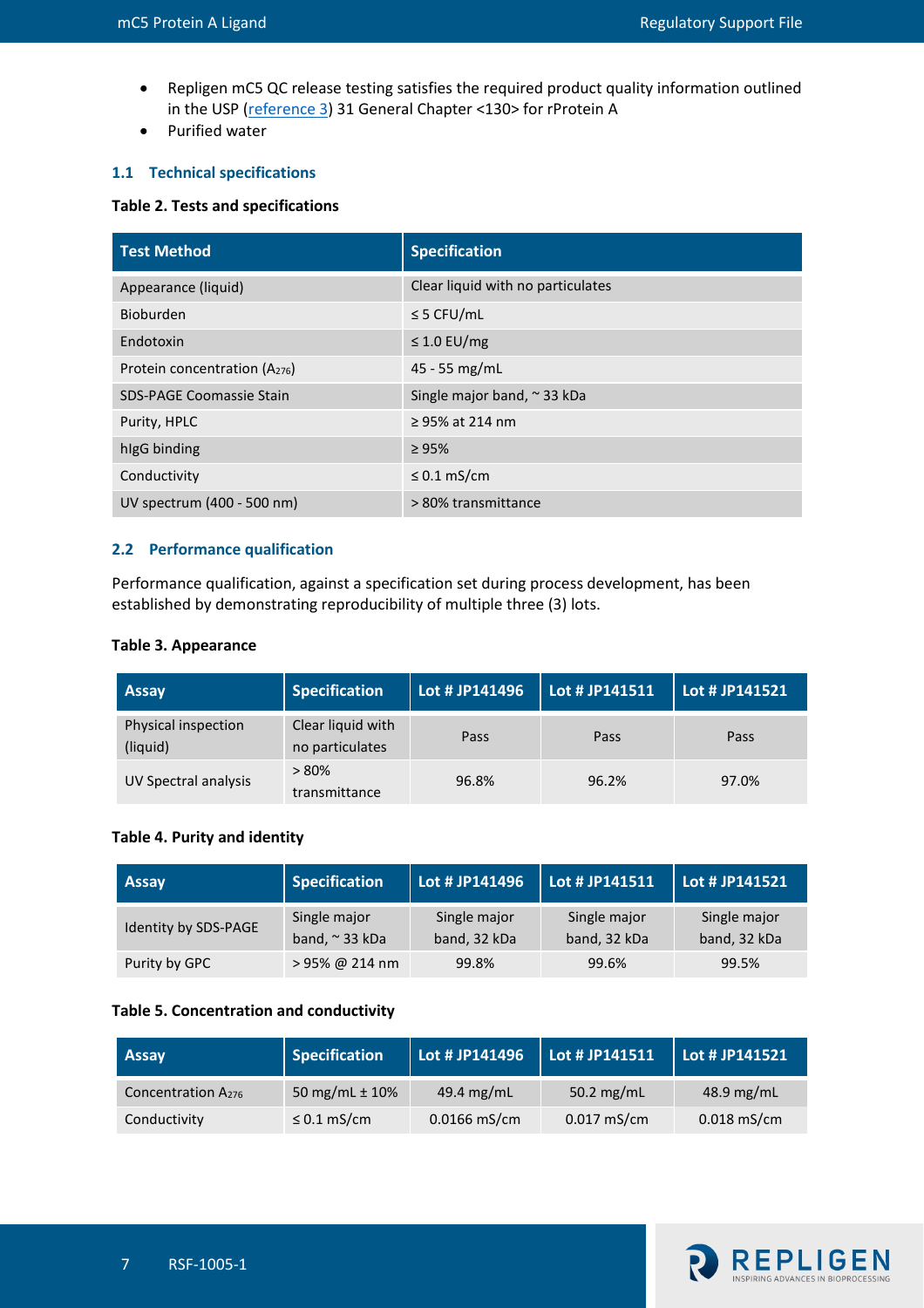- Repligen mC5 QC release testing satisfies the required product quality information outlined in the USP (reference 3) 31 General Chapter <130> for rProtein A
- Purified water

### 1.1 Technical specifications

**Table 2. Tests and specifications**

| Test Method | Specification |
|---|---|
| Appearance (liquid) | Clear liquid with no particulates |
| Bioburden | ≤ 5 CFU/mL |
| Endotoxin | ≤ 1.0 EU/mg |
| Protein concentration ($A_{276}$) | 45 - 55 mg/mL |
| SDS-PAGE Coomassie Stain | Single major band, ~ 33 kDa |
| Purity, HPLC | ≥ 95% at 214 nm |
| hIgG binding | ≥ 95% |
| Conductivity | ≤ 0.1 mS/cm |
| UV spectrum (400 - 500 nm) | > 80% transmittance |

### 2.2 Performance qualification

Performance qualification, against a specification set during process development, has been established by demonstrating reproducibility of multiple three (3) lots.

**Table 3. Appearance**

| Assay | Specification | Lot # JP141496 | Lot # JP141511 | Lot # JP141521 |
|---|---|---|---|---|
| Physical inspection (liquid) | Clear liquid with no particulates | Pass | Pass | Pass |
| UV Spectral analysis | > 80% transmittance | 96.8% | 96.2% | 97.0% |

**Table 4. Purity and identity**

| Assay | Specification | Lot # JP141496 | Lot # JP141511 | Lot # JP141521 |
|---|---|---|---|---|
| Identity by SDS-PAGE | Single major band, ~ 33 kDa | Single major band, 32 kDa | Single major band, 32 kDa | Single major band, 32 kDa |
| Purity by GPC | > 95% @ 214 nm | 99.8% | 99.6% | 99.5% |

**Table 5. Concentration and conductivity**

| Assay | Specification | Lot # JP141496 | Lot # JP141511 | Lot # JP141521 |
|---|---|---|---|---|
| Concentration $A_{276}$ | 50 mg/mL ± 10% | 49.4 mg/mL | 50.2 mg/mL | 48.9 mg/mL |
| Conductivity | ≤ 0.1 mS/cm | 0.0166 mS/cm | 0.017 mS/cm | 0.018 mS/cm |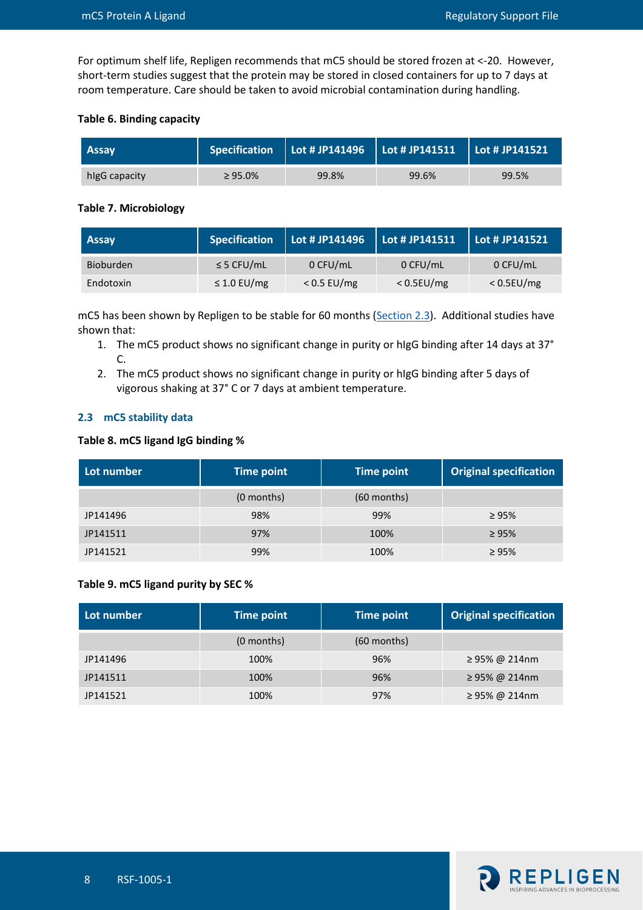For optimum shelf life, Repligen recommends that mC5 should be stored frozen at <-20. However, short-term studies suggest that the protein may be stored in closed containers for up to 7 days at room temperature. Care should be taken to avoid microbial contamination during handling.

**Table 6. Binding capacity**

| Assay | Specification | Lot # JP141496 | Lot # JP141511 | Lot # JP141521 |
|---|---|---|---|---|
| hIgG capacity | ≥ 95.0% | 99.8% | 99.6% | 99.5% |

**Table 7. Microbiology**

| Assay | Specification | Lot # JP141496 | Lot # JP141511 | Lot # JP141521 |
|---|---|---|---|---|
| Bioburden | ≤ 5 CFU/mL | 0 CFU/mL | 0 CFU/mL | 0 CFU/mL |
| Endotoxin | ≤ 1.0 EU/mg | < 0.5 EU/mg | < 0.5EU/mg | < 0.5EU/mg |

mC5 has been shown by Repligen to be stable for 60 months (Section 2.3). Additional studies have shown that:

1. The mC5 product shows no significant change in purity or hIgG binding after 14 days at 37° C.
2. The mC5 product shows no significant change in purity or hIgG binding after 5 days of vigorous shaking at 37° C or 7 days at ambient temperature.

### 2.3 mC5 stability data

**Table 8. mC5 ligand IgG binding %**

| Lot number | Time point | Time point | Original specification |
|---|---|---|---|
| | (0 months) | (60 months) | |
| JP141496 | 98% | 99% | ≥ 95% |
| JP141511 | 97% | 100% | ≥ 95% |
| JP141521 | 99% | 100% | ≥ 95% |

**Table 9. mC5 ligand purity by SEC %**

| Lot number | Time point | Time point | Original specification |
|---|---|---|---|
| | (0 months) | (60 months) | |
| JP141496 | 100% | 96% | ≥ 95% @ 214nm |
| JP141511 | 100% | 96% | ≥ 95% @ 214nm |
| JP141521 | 100% | 97% | ≥ 95% @ 214nm |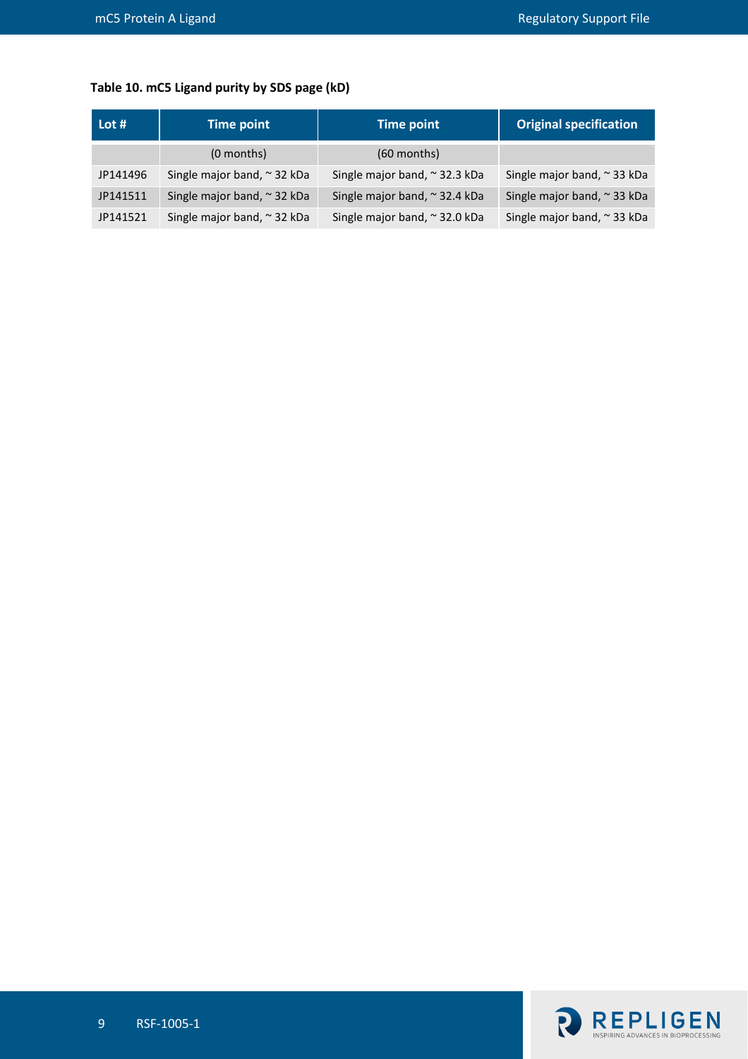**Table 10. mC5 Ligand purity by SDS page (kD)**

| Lot # | Time point | Time point | Original specification |
|---|---|---|---|
| | (0 months) | (60 months) | |
| JP141496 | Single major band, ~ 32 kDa | Single major band, ~ 32.3 kDa | Single major band, ~ 33 kDa |
| JP141511 | Single major band, ~ 32 kDa | Single major band, ~ 32.4 kDa | Single major band, ~ 33 kDa |
| JP141521 | Single major band, ~ 32 kDa | Single major band, ~ 32.0 kDa | Single major band, ~ 33 kDa |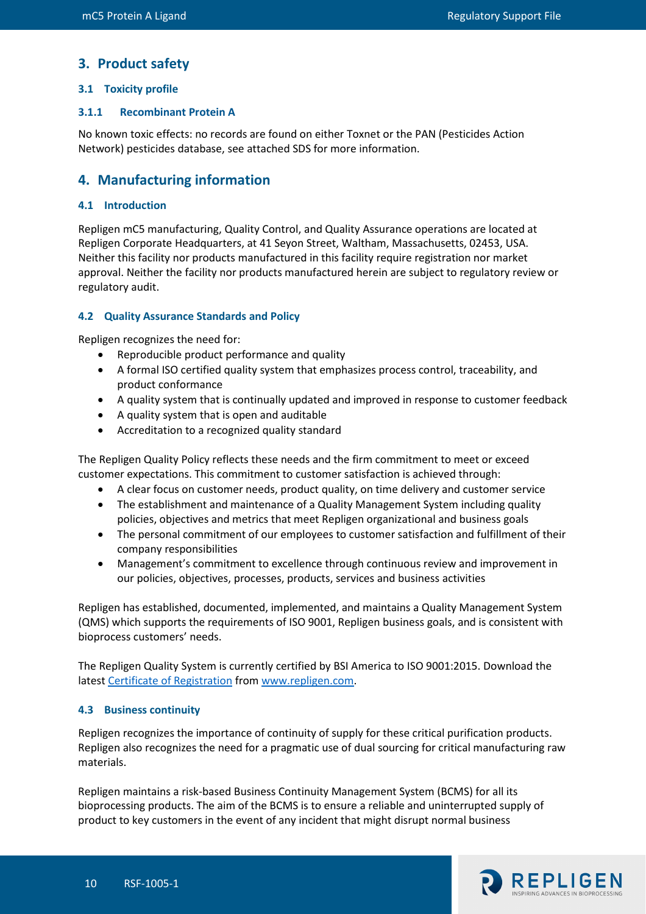## 3. Product safety

### 3.1 Toxicity profile

#### 3.1.1 Recombinant Protein A

No known toxic effects: no records are found on either Toxnet or the PAN (Pesticides Action Network) pesticides database, see attached SDS for more information.

## 4. Manufacturing information

### 4.1 Introduction

Repligen mC5 manufacturing, Quality Control, and Quality Assurance operations are located at Repligen Corporate Headquarters, at 41 Seyon Street, Waltham, Massachusetts, 02453, USA. Neither this facility nor products manufactured in this facility require registration nor market approval. Neither the facility nor products manufactured herein are subject to regulatory review or regulatory audit.

### 4.2 Quality Assurance Standards and Policy

Repligen recognizes the need for:

- Reproducible product performance and quality
- A formal ISO certified quality system that emphasizes process control, traceability, and product conformance
- A quality system that is continually updated and improved in response to customer feedback
- A quality system that is open and auditable
- Accreditation to a recognized quality standard

The Repligen Quality Policy reflects these needs and the firm commitment to meet or exceed customer expectations. This commitment to customer satisfaction is achieved through:

- A clear focus on customer needs, product quality, on time delivery and customer service
- The establishment and maintenance of a Quality Management System including quality policies, objectives and metrics that meet Repligen organizational and business goals
- The personal commitment of our employees to customer satisfaction and fulfillment of their company responsibilities
- Management's commitment to excellence through continuous review and improvement in our policies, objectives, processes, products, services and business activities

Repligen has established, documented, implemented, and maintains a Quality Management System (QMS) which supports the requirements of ISO 9001, Repligen business goals, and is consistent with bioprocess customers' needs.

The Repligen Quality System is currently certified by BSI America to ISO 9001:2015. Download the latest Certificate of Registration from www.repligen.com.

### 4.3 Business continuity

Repligen recognizes the importance of continuity of supply for these critical purification products. Repligen also recognizes the need for a pragmatic use of dual sourcing for critical manufacturing raw materials.

Repligen maintains a risk-based Business Continuity Management System (BCMS) for all its bioprocessing products. The aim of the BCMS is to ensure a reliable and uninterrupted supply of product to key customers in the event of any incident that might disrupt normal business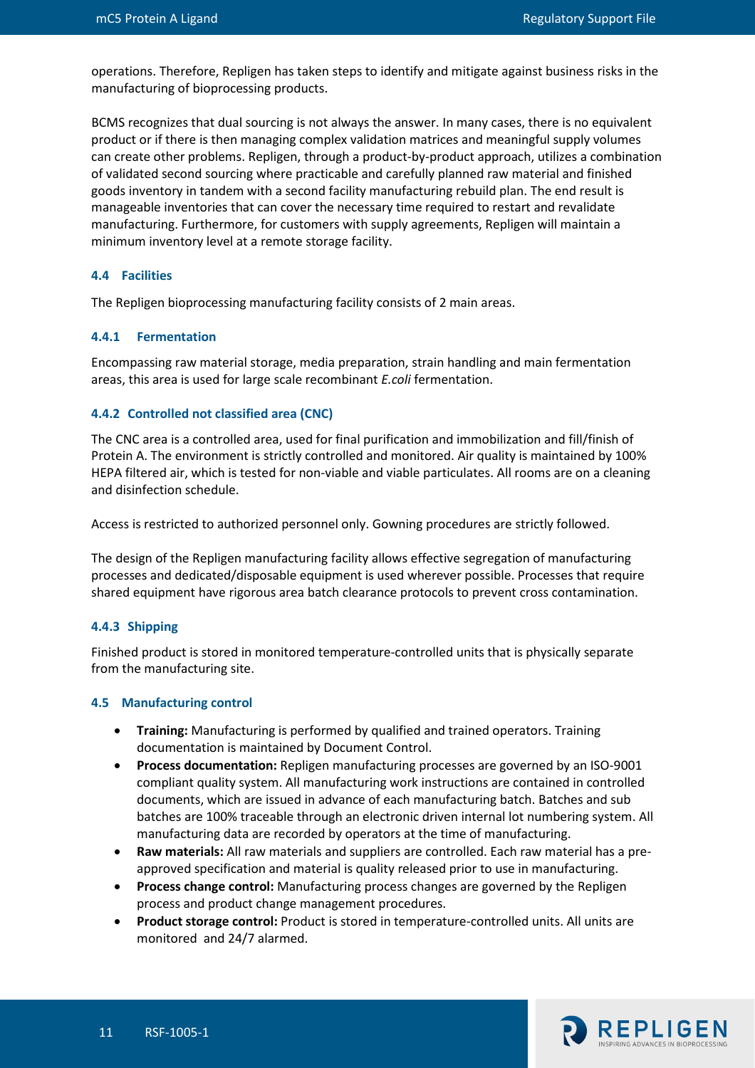operations. Therefore, Repligen has taken steps to identify and mitigate against business risks in the manufacturing of bioprocessing products.

BCMS recognizes that dual sourcing is not always the answer. In many cases, there is no equivalent product or if there is then managing complex validation matrices and meaningful supply volumes can create other problems. Repligen, through a product-by-product approach, utilizes a combination of validated second sourcing where practicable and carefully planned raw material and finished goods inventory in tandem with a second facility manufacturing rebuild plan. The end result is manageable inventories that can cover the necessary time required to restart and revalidate manufacturing. Furthermore, for customers with supply agreements, Repligen will maintain a minimum inventory level at a remote storage facility.

### 4.4 Facilities

The Repligen bioprocessing manufacturing facility consists of 2 main areas.

#### 4.4.1 Fermentation

Encompassing raw material storage, media preparation, strain handling and main fermentation areas, this area is used for large scale recombinant *E.coli* fermentation.

#### 4.4.2 Controlled not classified area (CNC)

The CNC area is a controlled area, used for final purification and immobilization and fill/finish of Protein A. The environment is strictly controlled and monitored. Air quality is maintained by 100% HEPA filtered air, which is tested for non-viable and viable particulates. All rooms are on a cleaning and disinfection schedule.

Access is restricted to authorized personnel only. Gowning procedures are strictly followed.

The design of the Repligen manufacturing facility allows effective segregation of manufacturing processes and dedicated/disposable equipment is used wherever possible. Processes that require shared equipment have rigorous area batch clearance protocols to prevent cross contamination.

#### 4.4.3 Shipping

Finished product is stored in monitored temperature-controlled units that is physically separate from the manufacturing site.

### 4.5 Manufacturing control

- **Training:** Manufacturing is performed by qualified and trained operators. Training documentation is maintained by Document Control.
- **Process documentation:** Repligen manufacturing processes are governed by an ISO-9001 compliant quality system. All manufacturing work instructions are contained in controlled documents, which are issued in advance of each manufacturing batch. Batches and sub batches are 100% traceable through an electronic driven internal lot numbering system. All manufacturing data are recorded by operators at the time of manufacturing.
- **Raw materials:** All raw materials and suppliers are controlled. Each raw material has a pre-approved specification and material is quality released prior to use in manufacturing.
- **Process change control:** Manufacturing process changes are governed by the Repligen process and product change management procedures.
- **Product storage control:** Product is stored in temperature-controlled units. All units are monitored and 24/7 alarmed.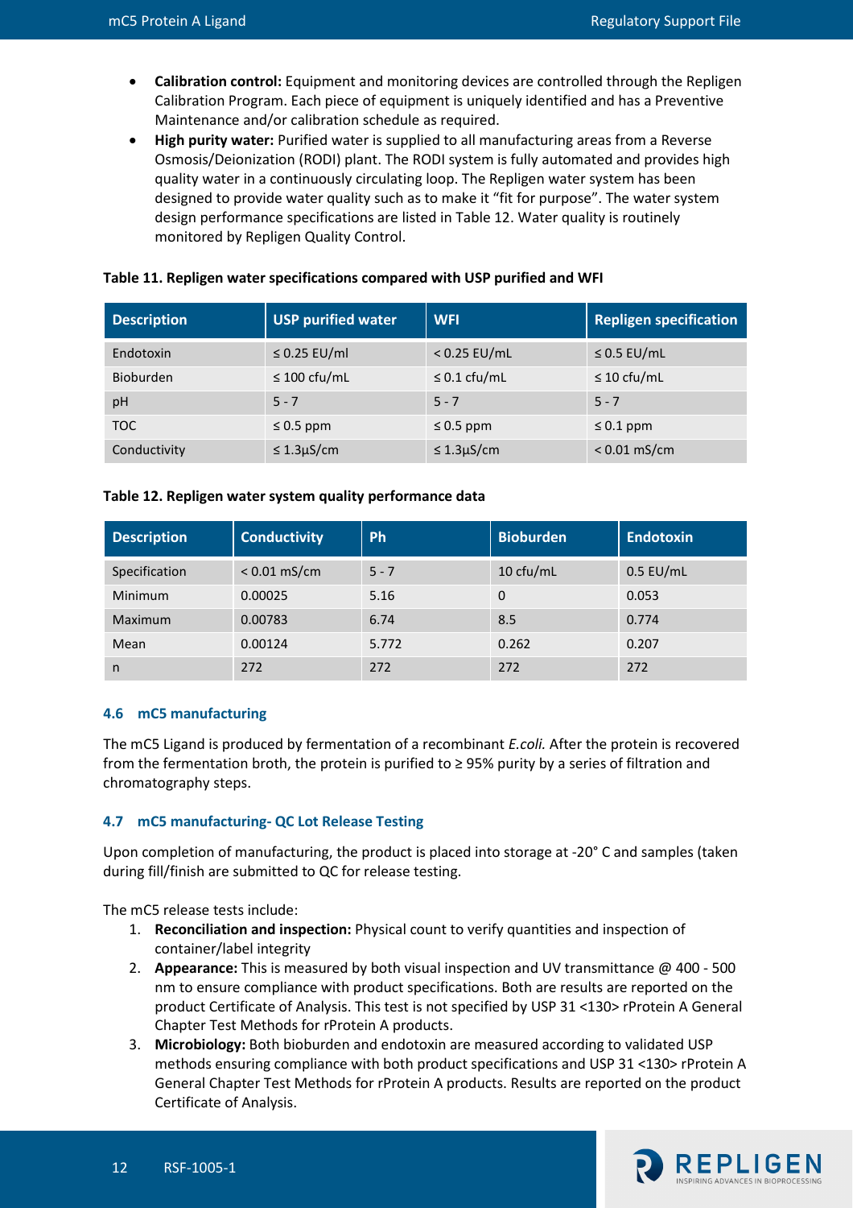- **Calibration control:** Equipment and monitoring devices are controlled through the Repligen Calibration Program. Each piece of equipment is uniquely identified and has a Preventive Maintenance and/or calibration schedule as required.
- **High purity water:** Purified water is supplied to all manufacturing areas from a Reverse Osmosis/Deionization (RODI) plant. The RODI system is fully automated and provides high quality water in a continuously circulating loop. The Repligen water system has been designed to provide water quality such as to make it “fit for purpose”. The water system design performance specifications are listed in Table 12. Water quality is routinely monitored by Repligen Quality Control.

**Table 11. Repligen water specifications compared with USP purified and WFI**

| Description | USP purified water | WFI | Repligen specification |
| --- | --- | --- | --- |
| Endotoxin | ≤ 0.25 EU/ml | < 0.25 EU/mL | ≤ 0.5 EU/mL |
| Bioburden | ≤ 100 cfu/mL | ≤ 0.1 cfu/mL | ≤ 10 cfu/mL |
| pH | 5 - 7 | 5 - 7 | 5 - 7 |
| TOC | ≤ 0.5 ppm | ≤ 0.5 ppm | ≤ 0.1 ppm |
| Conductivity | ≤ 1.3µS/cm | ≤ 1.3µS/cm | < 0.01 mS/cm |

**Table 12. Repligen water system quality performance data**

| Description | Conductivity | Ph | Bioburden | Endotoxin |
| --- | --- | --- | --- | --- |
| Specification | < 0.01 mS/cm | 5 - 7 | 10 cfu/mL | 0.5 EU/mL |
| Minimum | 0.00025 | 5.16 | 0 | 0.053 |
| Maximum | 0.00783 | 6.74 | 8.5 | 0.774 |
| Mean | 0.00124 | 5.772 | 0.262 | 0.207 |
| n | 272 | 272 | 272 | 272 |

### 4.6 mC5 manufacturing

The mC5 Ligand is produced by fermentation of a recombinant *E.coli.* After the protein is recovered from the fermentation broth, the protein is purified to ≥ 95% purity by a series of filtration and chromatography steps.

### 4.7 mC5 manufacturing- QC Lot Release Testing

Upon completion of manufacturing, the product is placed into storage at -20° C and samples (taken during fill/finish are submitted to QC for release testing.

The mC5 release tests include:

1. **Reconciliation and inspection:** Physical count to verify quantities and inspection of container/label integrity
2. **Appearance:** This is measured by both visual inspection and UV transmittance @ 400 - 500 nm to ensure compliance with product specifications. Both are results are reported on the product Certificate of Analysis. This test is not specified by USP 31 <130> rProtein A General Chapter Test Methods for rProtein A products.
3. **Microbiology:** Both bioburden and endotoxin are measured according to validated USP methods ensuring compliance with both product specifications and USP 31 <130> rProtein A General Chapter Test Methods for rProtein A products. Results are reported on the product Certificate of Analysis.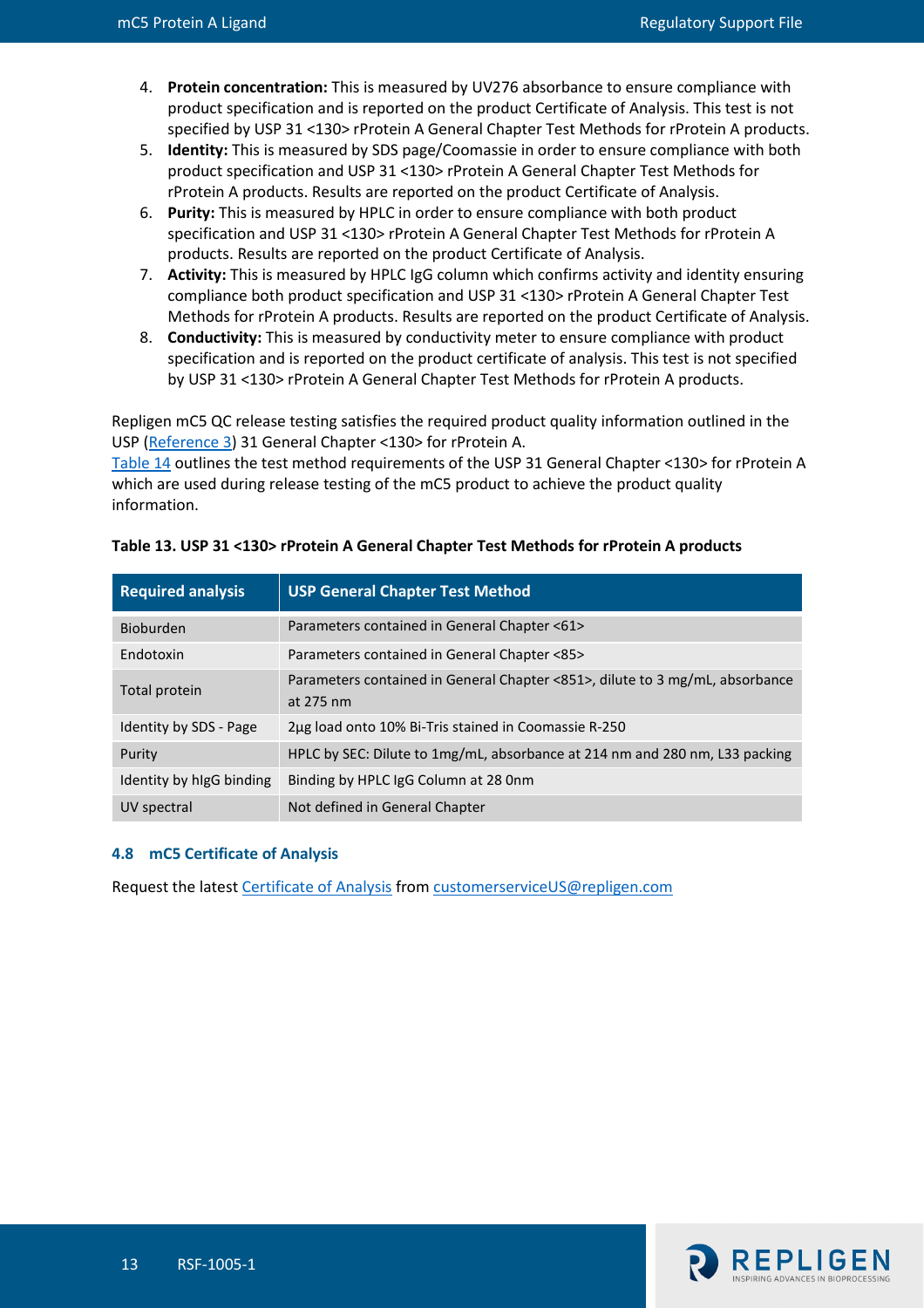4. **Protein concentration:** This is measured by UV276 absorbance to ensure compliance with product specification and is reported on the product Certificate of Analysis. This test is not specified by USP 31 <130> rProtein A General Chapter Test Methods for rProtein A products.
5. **Identity:** This is measured by SDS page/Coomassie in order to ensure compliance with both product specification and USP 31 <130> rProtein A General Chapter Test Methods for rProtein A products. Results are reported on the product Certificate of Analysis.
6. **Purity:** This is measured by HPLC in order to ensure compliance with both product specification and USP 31 <130> rProtein A General Chapter Test Methods for rProtein A products. Results are reported on the product Certificate of Analysis.
7. **Activity:** This is measured by HPLC IgG column which confirms activity and identity ensuring compliance both product specification and USP 31 <130> rProtein A General Chapter Test Methods for rProtein A products. Results are reported on the product Certificate of Analysis.
8. **Conductivity:** This is measured by conductivity meter to ensure compliance with product specification and is reported on the product certificate of analysis. This test is not specified by USP 31 <130> rProtein A General Chapter Test Methods for rProtein A products.

Repligen mC5 QC release testing satisfies the required product quality information outlined in the USP (Reference 3) 31 General Chapter <130> for rProtein A.
Table 14 outlines the test method requirements of the USP 31 General Chapter <130> for rProtein A which are used during release testing of the mC5 product to achieve the product quality information.

**Table 13. USP 31 <130> rProtein A General Chapter Test Methods for rProtein A products**

| Required analysis | USP General Chapter Test Method |
|---|---|
| Bioburden | Parameters contained in General Chapter <61> |
| Endotoxin | Parameters contained in General Chapter <85> |
| Total protein | Parameters contained in General Chapter <851>, dilute to 3 mg/mL, absorbance at 275 nm |
| Identity by SDS - Page | 2µg load onto 10% Bi-Tris stained in Coomassie R-250 |
| Purity | HPLC by SEC: Dilute to 1mg/mL, absorbance at 214 nm and 280 nm, L33 packing |
| Identity by hIgG binding | Binding by HPLC IgG Column at 28 0nm |
| UV spectral | Not defined in General Chapter |

### 4.8 mC5 Certificate of Analysis

Request the latest Certificate of Analysis from customerserviceUS@repligen.com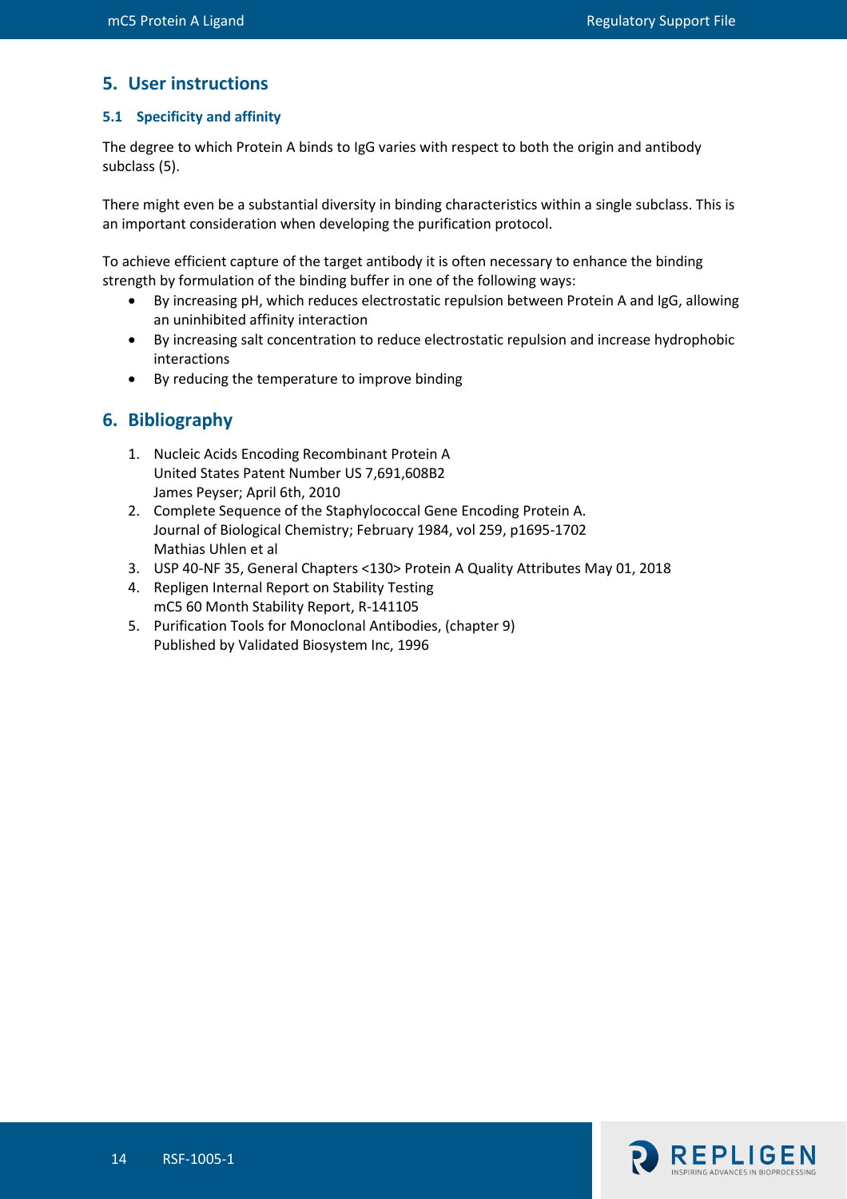## 5. User instructions

### 5.1 Specificity and affinity

The degree to which Protein A binds to IgG varies with respect to both the origin and antibody subclass (5).

There might even be a substantial diversity in binding characteristics within a single subclass. This is an important consideration when developing the purification protocol.

To achieve efficient capture of the target antibody it is often necessary to enhance the binding strength by formulation of the binding buffer in one of the following ways:

- By increasing pH, which reduces electrostatic repulsion between Protein A and IgG, allowing an uninhibited affinity interaction
- By increasing salt concentration to reduce electrostatic repulsion and increase hydrophobic interactions
- By reducing the temperature to improve binding

## 6. Bibliography

1. Nucleic Acids Encoding Recombinant Protein A  
   United States Patent Number US 7,691,608B2  
   James Peyser; April 6th, 2010
2. Complete Sequence of the Staphylococcal Gene Encoding Protein A.  
   Journal of Biological Chemistry; February 1984, vol 259, p1695-1702  
   Mathias Uhlen et al
3. USP 40-NF 35, General Chapters <130> Protein A Quality Attributes May 01, 2018
4. Repligen Internal Report on Stability Testing  
   mC5 60 Month Stability Report, R-141105
5. Purification Tools for Monoclonal Antibodies, (chapter 9)  
   Published by Validated Biosystem Inc, 1996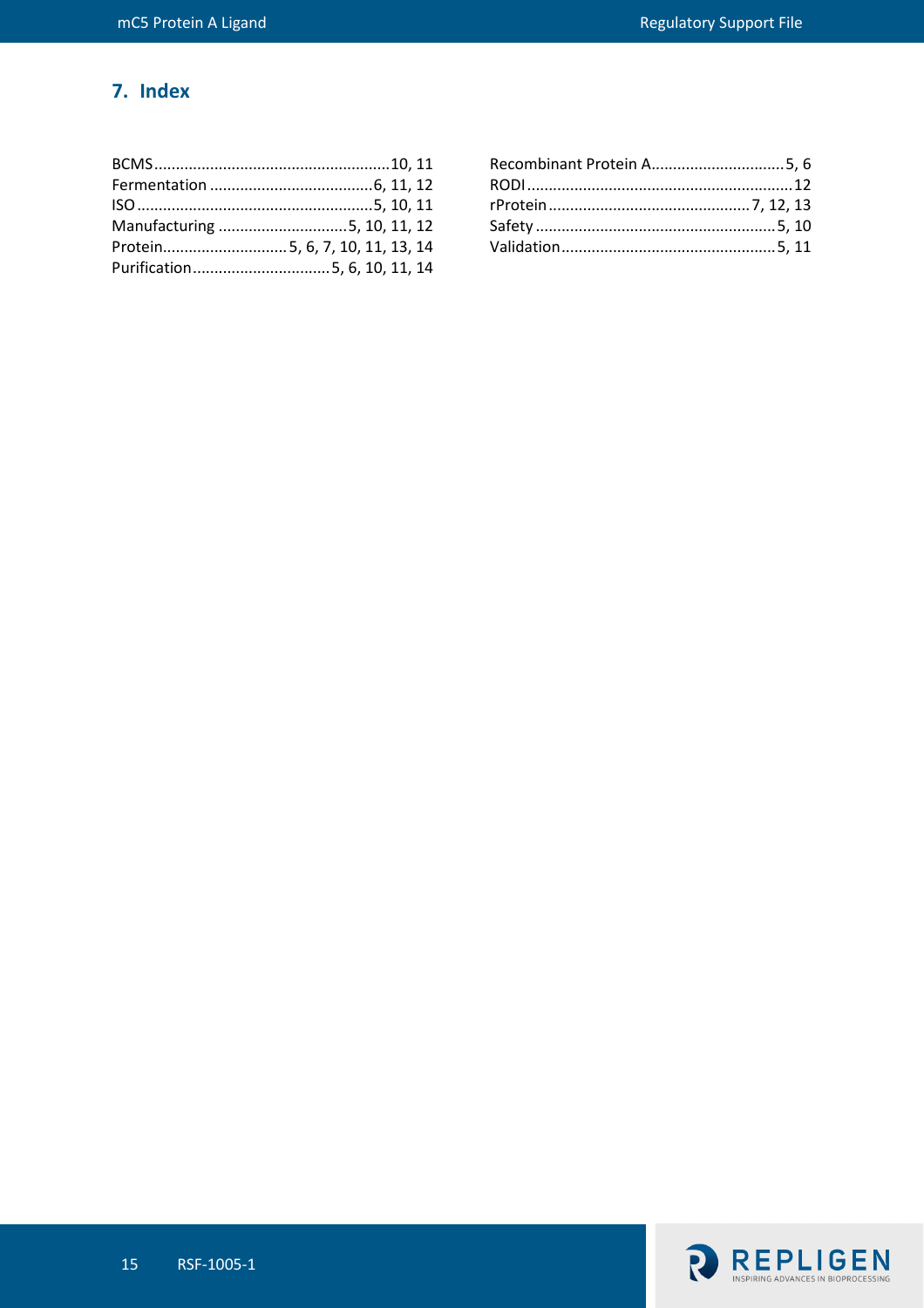## 7. Index

BCMS....................................................10, 11
Fermentation ....................................6, 11, 12
ISO.....................................................5, 10, 11
Manufacturing .............................5, 10, 11, 12
Protein............................5, 6, 7, 10, 11, 13, 14
Purification...............................5, 6, 10, 11, 14

Recombinant Protein A..............................5, 6
RODI...........................................................12
rProtein.............................................7, 12, 13
Safety ......................................................5, 10
Validation................................................5, 11